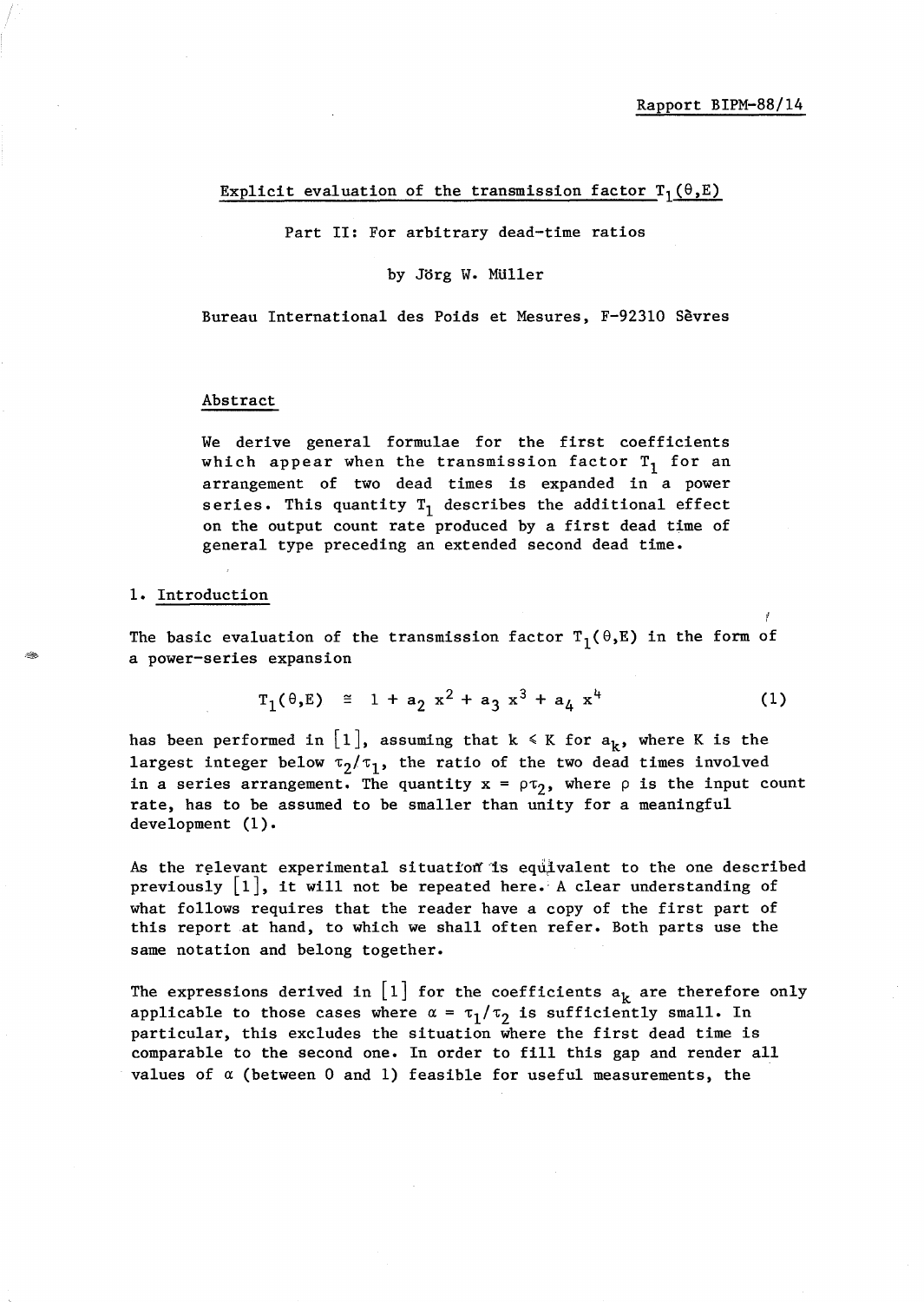Rapport BIPM-88/14

# Explicit evaluation of the transmission factor $T_1(\theta,E)$

Part II: For arbitrary dead-time ratios

by Jörg W. Müller

Bureau International des Poids et Mesures, F-92310 Sèvres

## Abstract

We derive general formulae for the first coefficients which appear when the transmission factor $T_1$ for an arrangement of two dead times is expanded in a power series. This quantity $T_1$ describes the additional effect on the output count rate produced by a first dead time of general type preceding an extended second dead time.

## 1. Introduction

The basic evaluation of the transmission factor $T_1(\theta,E)$ in the form of a power-series expansion

$$T_1(\theta,E) \cong 1 + a_2\, x^2 + a_3\, x^3 + a_4\, x^4 \tag{1}$$

has been performed in [1], assuming that $k \leqslant K$ for $a_k$, where K is the largest integer below $\tau_2/\tau_1$, the ratio of the two dead times involved in a series arrangement. The quantity $x = \rho\tau_2$, where $\rho$ is the input count rate, has to be assumed to be smaller than unity for a meaningful development (1).

As the relevant experimental situation is equivalent to the one described previously [1], it will not be repeated here. A clear understanding of what follows requires that the reader have a copy of the first part of this report at hand, to which we shall often refer. Both parts use the same notation and belong together.

The expressions derived in [1] for the coefficients $a_k$ are therefore only applicable to those cases where $\alpha = \tau_1/\tau_2$ is sufficiently small. In particular, this excludes the situation where the first dead time is comparable to the second one. In order to fill this gap and render all values of $\alpha$ (between 0 and 1) feasible for useful measurements, the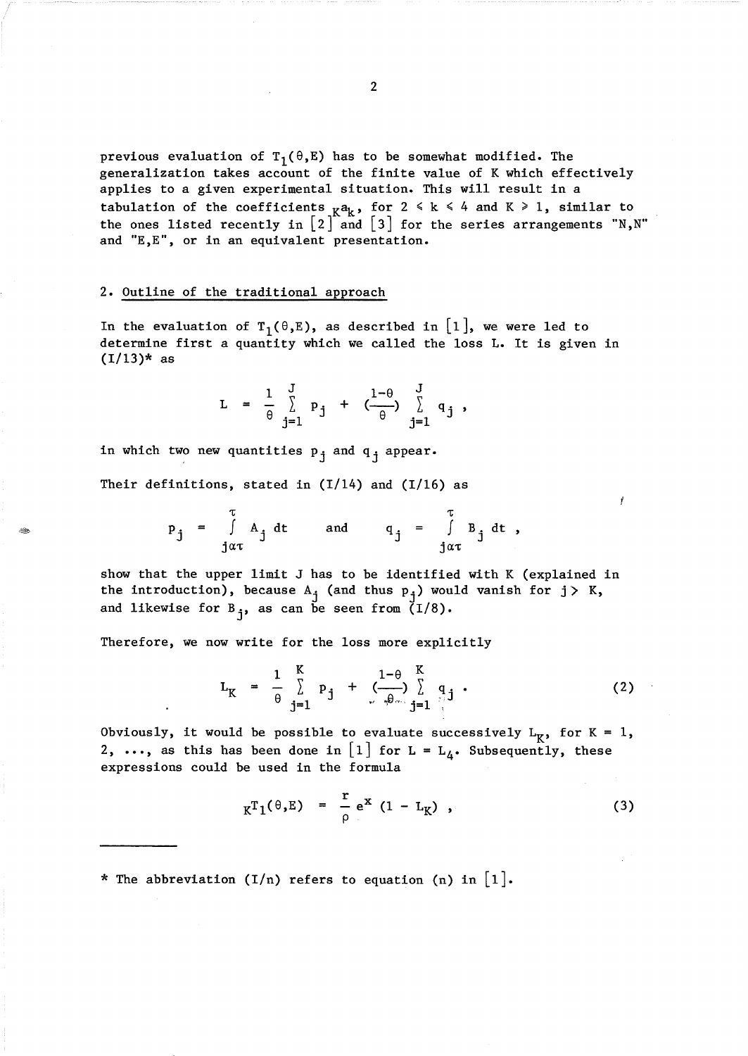previous evaluation of $T_1(\theta,E)$ has to be somewhat modified. The generalization takes account of the finite value of K which effectively applies to a given experimental situation. This will result in a tabulation of the coefficients ${}_K a_k$, for $2 \leqslant k \leqslant 4$ and $K \geqslant 1$, similar to the ones listed recently in [2] and [3] for the series arrangements "N,N" and "E,E", or in an equivalent presentation.

## 2. Outline of the traditional approach

In the evaluation of $T_1(\theta,E)$, as described in [1], we were led to determine first a quantity which we called the loss L. It is given in (I/13)* as

$$L = \frac{1}{\theta} \sum_{j=1}^{J} p_j + \left(\frac{1-\theta}{\theta}\right) \sum_{j=1}^{J} q_j ,$$

in which two new quantities $p_j$ and $q_j$ appear.

Their definitions, stated in (I/14) and (I/16) as

$$p_j = \int_{j\alpha\tau}^{\tau} A_j \, dt \qquad \text{and} \qquad q_j = \int_{j\alpha\tau}^{\tau} B_j \, dt ,$$

show that the upper limit J has to be identified with K (explained in the introduction), because $A_j$ (and thus $p_j$) would vanish for $j > K$, and likewise for $B_j$, as can be seen from (I/8).

Therefore, we now write for the loss more explicitly

$$L_K = \frac{1}{\theta} \sum_{j=1}^{K} p_j + \left(\frac{1-\theta}{\theta}\right) \sum_{j=1}^{K} q_j . \tag{2}$$

Obviously, it would be possible to evaluate successively $L_K$, for K = 1, 2, ..., as this has been done in [1] for $L = L_4$. Subsequently, these expressions could be used in the formula

$${}_K T_1(\theta,E) = \frac{r}{\rho} e^x (1 - L_K) , \tag{3}$$

---

* The abbreviation (I/n) refers to equation (n) in [1].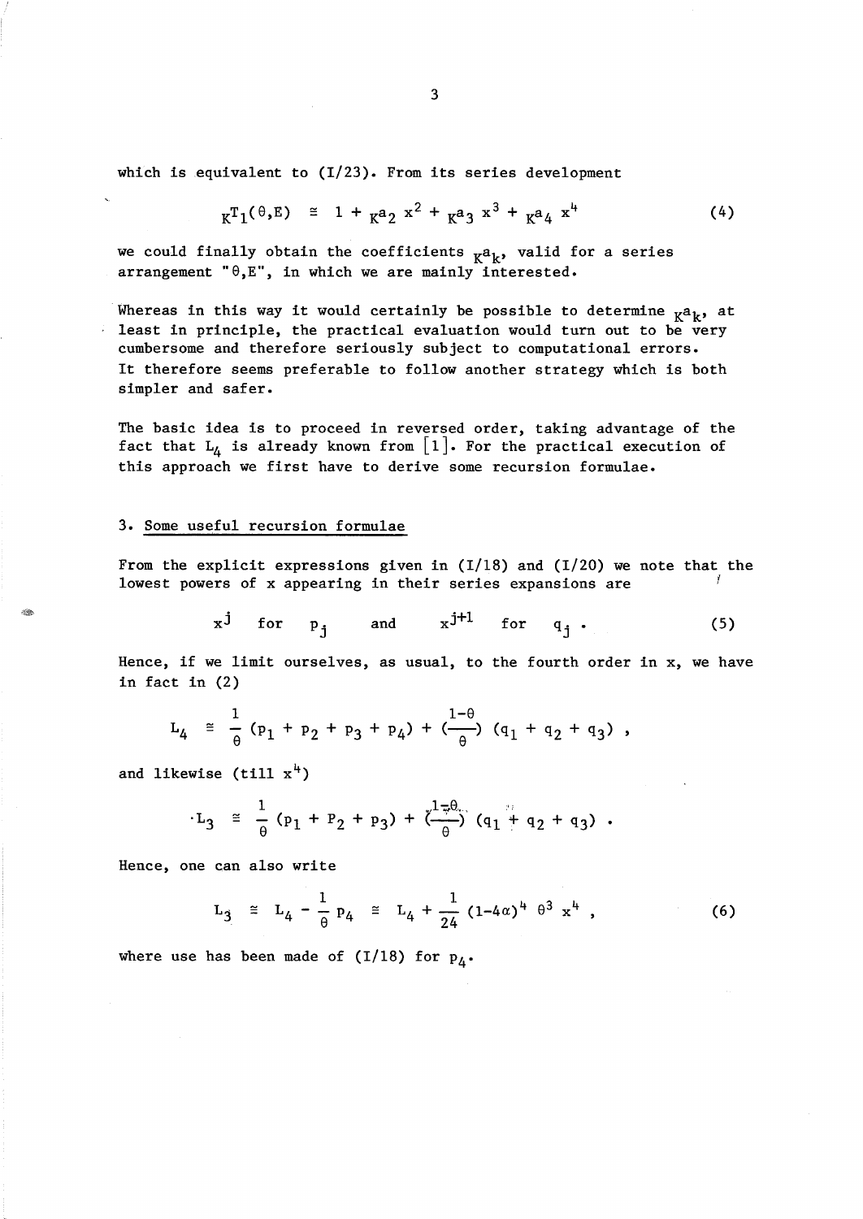which is equivalent to (I/23). From its series development

$$
{}_K T_1(\theta,E) \;\cong\; 1 + {}_K a_2\, x^2 + {}_K a_3\, x^3 + {}_K a_4\, x^4 \tag{4}
$$

we could finally obtain the coefficients ${}_K a_k$, valid for a series arrangement "$\theta$,E", in which we are mainly interested.

Whereas in this way it would certainly be possible to determine ${}_K a_k$, at least in principle, the practical evaluation would turn out to be very cumbersome and therefore seriously subject to computational errors. It therefore seems preferable to follow another strategy which is both simpler and safer.

The basic idea is to proceed in reversed order, taking advantage of the fact that $L_4$ is already known from [1]. For the practical execution of this approach we first have to derive some recursion formulae.

## 3. Some useful recursion formulae

From the explicit expressions given in (I/18) and (I/20) we note that the lowest powers of x appearing in their series expansions are

$$
x^j \quad \text{for} \quad p_j \qquad \text{and} \qquad x^{j+1} \quad \text{for} \quad q_j \,. \tag{5}
$$

Hence, if we limit ourselves, as usual, to the fourth order in x, we have in fact in (2)

$$
L_4 \;\cong\; \frac{1}{\theta}\,(p_1 + p_2 + p_3 + p_4) + \left(\frac{1-\theta}{\theta}\right)(q_1 + q_2 + q_3) \;,
$$

and likewise (till $x^4$)

$$
L_3 \;\cong\; \frac{1}{\theta}\,(p_1 + p_2 + p_3) + \left(\frac{1-\theta}{\theta}\right)(q_1 + q_2 + q_3) \;.
$$

Hence, one can also write

$$
L_3 \;\cong\; L_4 - \frac{1}{\theta}\,p_4 \;\cong\; L_4 + \frac{1}{24}\,(1-4\alpha)^4\,\theta^3\,x^4 \;, \tag{6}
$$

where use has been made of (I/18) for $p_4$.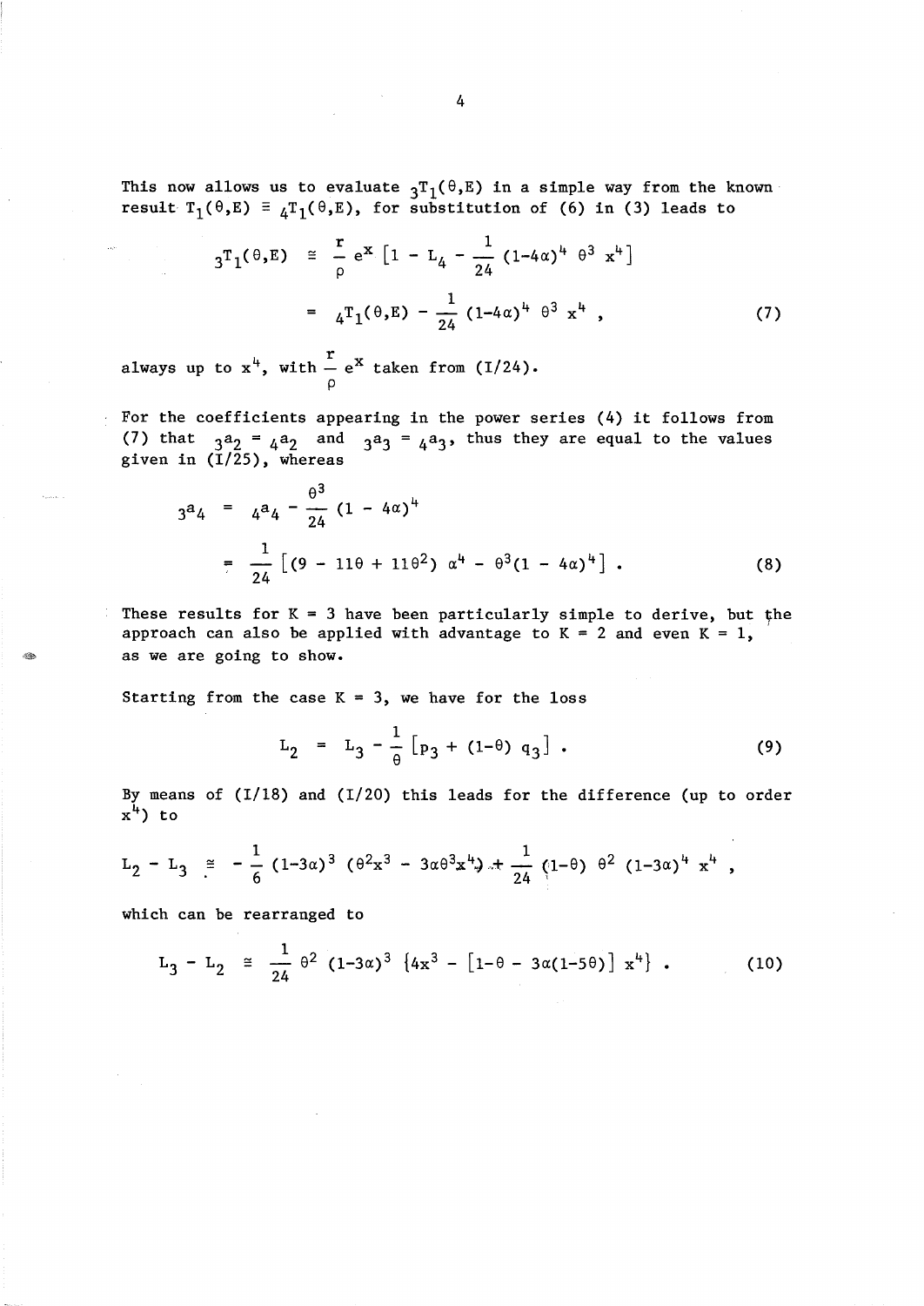This now allows us to evaluate ${}_3T_1(\theta,E)$ in a simple way from the known result $T_1(\theta,E) \equiv {}_4T_1(\theta,E)$, for substitution of (6) in (3) leads to

$$
\begin{aligned}
{}_3T_1(\theta,E) &\cong \frac{r}{\rho}\, e^x \left[1 - L_4 - \frac{1}{24}(1-4\alpha)^4\, \theta^3\, x^4\right] \\
&= {}_4T_1(\theta,E) - \frac{1}{24}(1-4\alpha)^4\, \theta^3\, x^4 \,, \qquad (7)
\end{aligned}
$$

always up to $x^4$, with $\frac{r}{\rho}\, e^x$ taken from (I/24).

For the coefficients appearing in the power series (4) it follows from (7) that ${}_3a_2 = {}_4a_2$ and ${}_3a_3 = {}_4a_3$, thus they are equal to the values given in (I/25), whereas

$$
\begin{aligned}
{}_3a_4 &= {}_4a_4 - \frac{\theta^3}{24}(1-4\alpha)^4 \\
&= \frac{1}{24}\left[(9 - 11\theta + 11\theta^2)\,\alpha^4 - \theta^3(1-4\alpha)^4\right] . \qquad (8)
\end{aligned}
$$

These results for $K = 3$ have been particularly simple to derive, but the approach can also be applied with advantage to $K = 2$ and even $K = 1$, as we are going to show.

Starting from the case $K = 3$, we have for the loss

$$
L_2 = L_3 - \frac{1}{\theta}\left[p_3 + (1-\theta)\, q_3\right] . \qquad (9)
$$

By means of (I/18) and (I/20) this leads for the difference (up to order $x^4$) to

$$
L_2 - L_3 \cong -\frac{1}{6}(1-3\alpha)^3\,(\theta^2 x^3 - 3\alpha\theta^3 x^4) + \frac{1}{24}(1-\theta)\,\theta^2\,(1-3\alpha)^4\, x^4 \,,
$$

which can be rearranged to

$$
L_3 - L_2 \cong \frac{1}{24}\,\theta^2\,(1-3\alpha)^3\,\left\{4x^3 - \left[1-\theta - 3\alpha(1-5\theta)\right] x^4\right\} . \qquad (10)
$$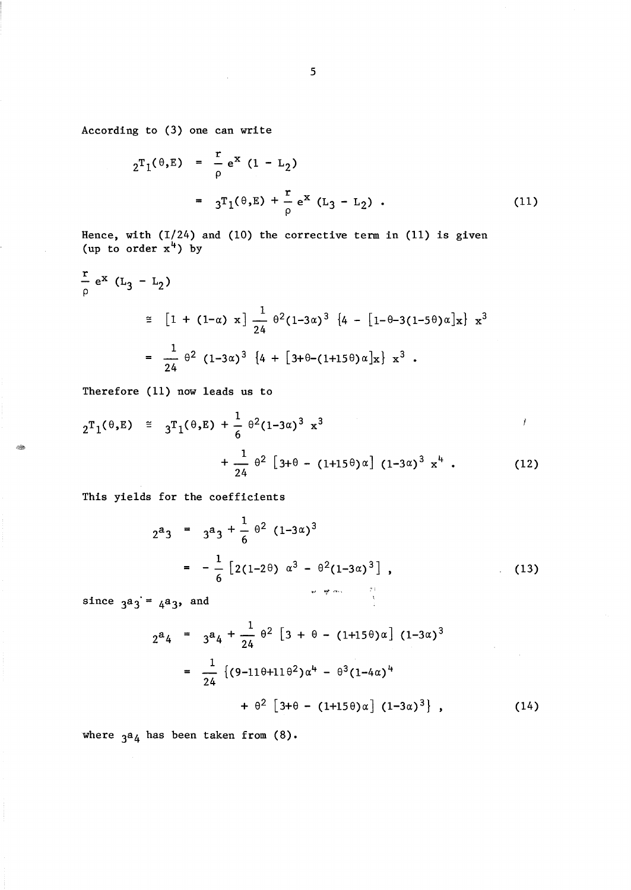According to (3) one can write

$$
\begin{aligned}
{}_2T_1(\theta,E) &= \frac{r}{\rho}\, e^x\, (1 - L_2) \\
&= {}_3T_1(\theta,E) + \frac{r}{\rho}\, e^x\, (L_3 - L_2) \,.
\end{aligned}
\tag{11}
$$

Hence, with (I/24) and (10) the corrective term in (11) is given (up to order $x^4$) by

$$
\begin{aligned}
\frac{r}{\rho}\, e^x\, (L_3 - L_2) & \\
&\cong \left[1 + (1-\alpha)\, x\right] \frac{1}{24}\, \theta^2 (1-3\alpha)^3 \left\{4 - \left[1-\theta-3(1-5\theta)\alpha\right]x\right\} x^3 \\
&= \frac{1}{24}\, \theta^2\, (1-3\alpha)^3 \left\{4 + \left[3+\theta-(1+15\theta)\alpha\right]x\right\} x^3 \,.
\end{aligned}
$$

Therefore (11) now leads us to

$$
\begin{aligned}
{}_2T_1(\theta,E) \;\cong\; & {}_3T_1(\theta,E) + \frac{1}{6}\, \theta^2 (1-3\alpha)^3\, x^3 \\
& + \frac{1}{24}\, \theta^2 \left[3+\theta - (1+15\theta)\alpha\right] (1-3\alpha)^3\, x^4 \,.
\end{aligned}
\tag{12}
$$

This yields for the coefficients

$$
\begin{aligned}
{}_2a_3 &= {}_3a_3 + \frac{1}{6}\, \theta^2\, (1-3\alpha)^3 \\
&= -\frac{1}{6} \left[2(1-2\theta)\, \alpha^3 - \theta^2 (1-3\alpha)^3\right] ,
\end{aligned}
\tag{13}
$$

since ${}_3a_3 = {}_4a_3$, and

$$
\begin{aligned}
{}_2a_4 &= {}_3a_4 + \frac{1}{24}\, \theta^2 \left[3 + \theta - (1+15\theta)\alpha\right] (1-3\alpha)^3 \\
&= \frac{1}{24} \left\{(9-11\theta+11\theta^2)\alpha^4 - \theta^3 (1-4\alpha)^4 \right. \\
&\qquad \left. + \theta^2 \left[3+\theta - (1+15\theta)\alpha\right] (1-3\alpha)^3 \right\} ,
\end{aligned}
\tag{14}
$$

where ${}_3a_4$ has been taken from (8).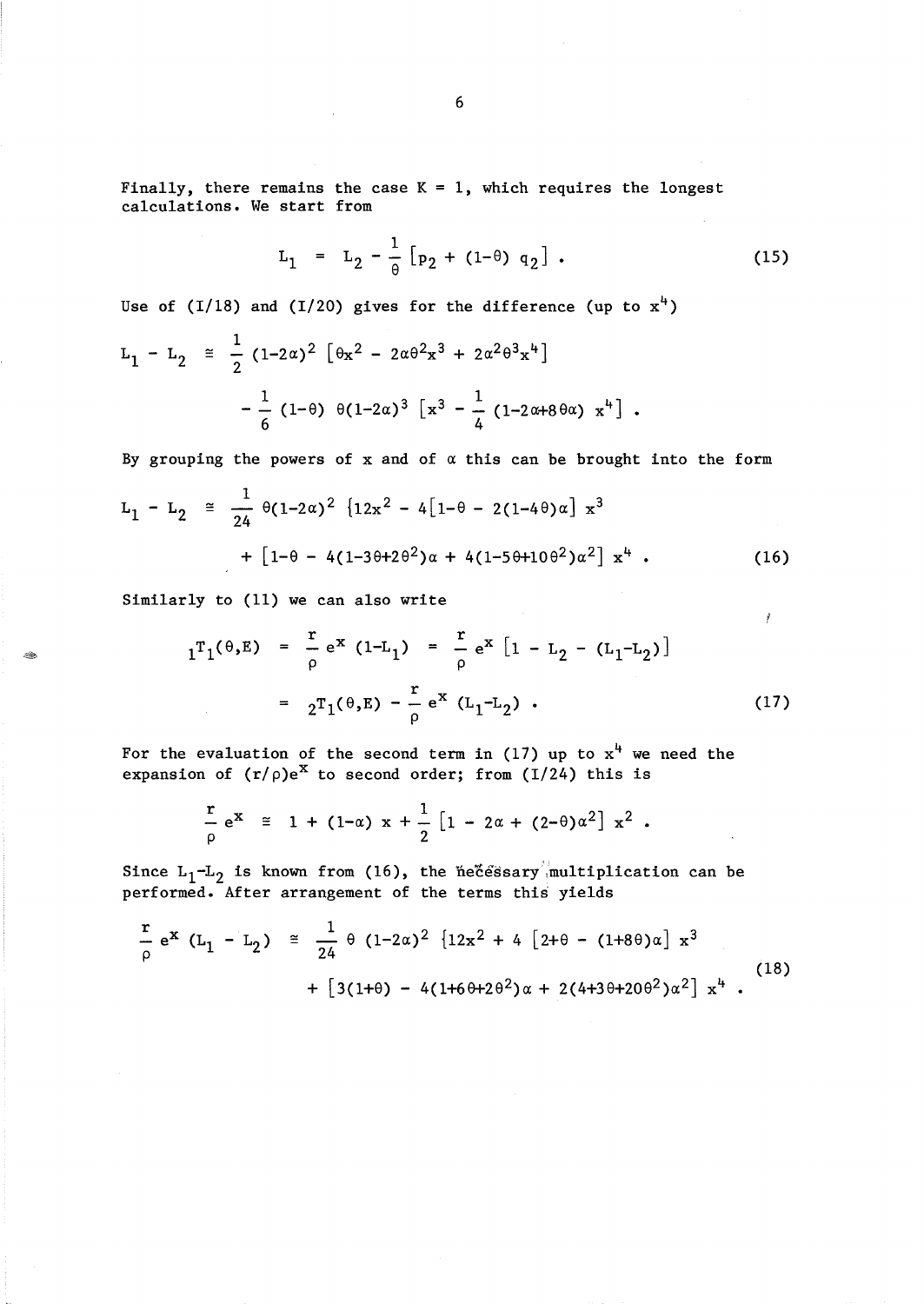Finally, there remains the case $K = 1$, which requires the longest calculations. We start from

$$L_1 = L_2 - \frac{1}{\theta}\left[p_2 + (1-\theta)\, q_2\right] . \tag{15}$$

Use of (I/18) and (I/20) gives for the difference (up to $x^4$)

$$L_1 - L_2 \cong \frac{1}{2}(1-2\alpha)^2\left[\theta x^2 - 2\alpha\theta^2 x^3 + 2\alpha^2\theta^3 x^4\right]$$
$$- \frac{1}{6}(1-\theta)\,\theta(1-2\alpha)^3\left[x^3 - \frac{1}{4}(1-2\alpha+8\theta\alpha)\, x^4\right] .$$

By grouping the powers of $x$ and of $\alpha$ this can be brought into the form

$$L_1 - L_2 \cong \frac{1}{24}\,\theta(1-2\alpha)^2\,\{12x^2 - 4\left[1-\theta - 2(1-4\theta)\alpha\right] x^3$$
$$+ \left[1-\theta - 4(1-3\theta+2\theta^2)\alpha + 4(1-5\theta+10\theta^2)\alpha^2\right] x^4 . \tag{16}$$

Similarly to (11) we can also write

$${}_1T_1(\theta,E) = \frac{r}{\rho}\, e^x\,(1-L_1) = \frac{r}{\rho}\, e^x\left[1 - L_2 - (L_1-L_2)\right]$$
$$= {}_2T_1(\theta,E) - \frac{r}{\rho}\, e^x\,(L_1-L_2) . \tag{17}$$

For the evaluation of the second term in (17) up to $x^4$ we need the expansion of $(r/\rho)e^x$ to second order; from (I/24) this is

$$\frac{r}{\rho}\, e^x \cong 1 + (1-\alpha)\, x + \frac{1}{2}\left[1 - 2\alpha + (2-\theta)\alpha^2\right] x^2 .$$

Since $L_1 - L_2$ is known from (16), the necessary multiplication can be performed. After arrangement of the terms this yields

$$\frac{r}{\rho}\, e^x\,(L_1 - L_2) \cong \frac{1}{24}\,\theta\,(1-2\alpha)^2\,\{12x^2 + 4\left[2+\theta - (1+8\theta)\alpha\right] x^3$$
$$+ \left[3(1+\theta) - 4(1+6\theta+2\theta^2)\alpha + 2(4+3\theta+20\theta^2)\alpha^2\right] x^4 . \tag{18}$$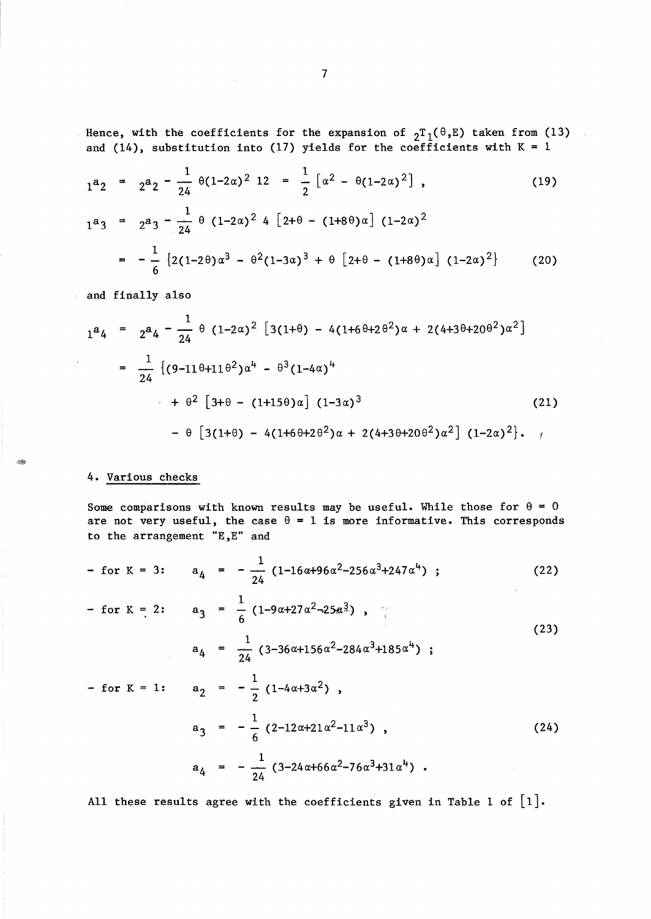Hence, with the coefficients for the expansion of ${}_2T_1(\theta,E)$ taken from (13) and (14), substitution into (17) yields for the coefficients with $K = 1$

$$ {}_1a_2 = {}_2a_2 - \frac{1}{24}\,\theta(1-2\alpha)^2\,12 = \frac{1}{2}\left[\alpha^2 - \theta(1-2\alpha)^2\right] , \tag{19} $$

$$ \begin{aligned} {}_1a_3 &= {}_2a_3 - \frac{1}{24}\,\theta\,(1-2\alpha)^2\,4\,\left[2+\theta - (1+8\theta)\alpha\right](1-2\alpha)^2 \\ &= -\frac{1}{6}\left\{2(1-2\theta)\alpha^3 - \theta^2(1-3\alpha)^3 + \theta\left[2+\theta - (1+8\theta)\alpha\right](1-2\alpha)^2\right\} \end{aligned} \tag{20} $$

and finally also

$$ \begin{aligned} {}_1a_4 &= {}_2a_4 - \frac{1}{24}\,\theta\,(1-2\alpha)^2\left[3(1+\theta) - 4(1+6\theta+2\theta^2)\alpha + 2(4+3\theta+20\theta^2)\alpha^2\right] \\ &= \frac{1}{24}\left\{(9-11\theta+11\theta^2)\alpha^4 - \theta^3(1-4\alpha)^4\right. \\ &\quad + \theta^2\left[3+\theta - (1+15\theta)\alpha\right](1-3\alpha)^3 \\ &\quad \left. - \theta\left[3(1+\theta) - 4(1+6\theta+2\theta^2)\alpha + 2(4+3\theta+20\theta^2)\alpha^2\right](1-2\alpha)^2\right\} . \end{aligned} \tag{21} $$

## 4. Various checks

Some comparisons with known results may be useful. While those for $\theta = 0$ are not very useful, the case $\theta = 1$ is more informative. This corresponds to the arrangement "E,E" and

– for $K = 3$:

$$ a_4 = -\frac{1}{24}\,(1-16\alpha+96\alpha^2-256\alpha^3+247\alpha^4) ; \tag{22} $$

– for $K = 2$:

$$ \begin{aligned} a_3 &= \frac{1}{6}\,(1-9\alpha+27\alpha^2-25\alpha^3) , \\ a_4 &= \frac{1}{24}\,(3-36\alpha+156\alpha^2-284\alpha^3+185\alpha^4) ; \end{aligned} \tag{23} $$

– for $K = 1$:

$$ \begin{aligned} a_2 &= -\frac{1}{2}\,(1-4\alpha+3\alpha^2) , \\ a_3 &= -\frac{1}{6}\,(2-12\alpha+21\alpha^2-11\alpha^3) , \\ a_4 &= -\frac{1}{24}\,(3-24\alpha+66\alpha^2-76\alpha^3+31\alpha^4) . \end{aligned} \tag{24} $$

All these results agree with the coefficients given in Table 1 of [1].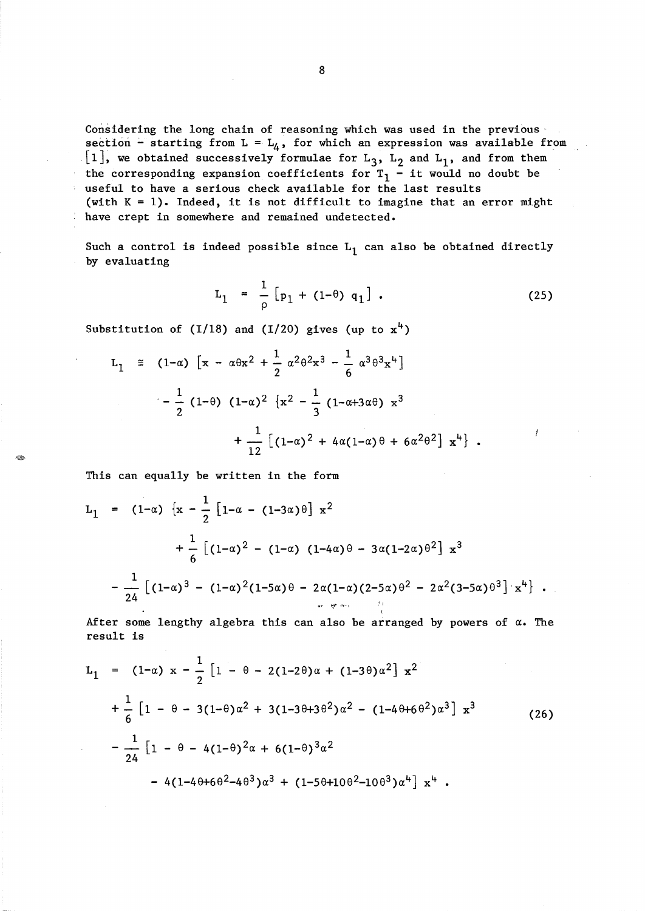Considering the long chain of reasoning which was used in the previous section – starting from $L = L_4$, for which an expression was available from [1], we obtained successively formulae for $L_3$, $L_2$ and $L_1$, and from them the corresponding expansion coefficients for $T_1$ – it would no doubt be useful to have a serious check available for the last results (with $K = 1$). Indeed, it is not difficult to imagine that an error might have crept in somewhere and remained undetected.

Such a control is indeed possible since $L_1$ can also be obtained directly by evaluating

$$L_1 = \frac{1}{\rho} \left[ p_1 + (1-\theta)\, q_1 \right] . \tag{25}$$

Substitution of (I/18) and (I/20) gives (up to $x^4$)

$$\begin{aligned}
L_1 \;\cong\; & (1-\alpha) \left[ x - \alpha\theta x^2 + \frac{1}{2}\, \alpha^2\theta^2 x^3 - \frac{1}{6}\, \alpha^3\theta^3 x^4 \right] \\
& - \frac{1}{2}\,(1-\theta)\,(1-\alpha)^2 \left\{ x^2 - \frac{1}{3}\,(1-\alpha+3\alpha\theta)\, x^3 \right. \\
& \qquad \left. + \frac{1}{12} \left[ (1-\alpha)^2 + 4\alpha(1-\alpha)\theta + 6\alpha^2\theta^2 \right] x^4 \right\} .
\end{aligned}$$

This can equally be written in the form

$$\begin{aligned}
L_1 \;=\; & (1-\alpha) \left\{ x - \frac{1}{2} \left[ 1-\alpha - (1-3\alpha)\theta \right] x^2 \right. \\
& \quad + \frac{1}{6} \left[ (1-\alpha)^2 - (1-\alpha)\,(1-4\alpha)\theta - 3\alpha(1-2\alpha)\theta^2 \right] x^3 \\
& \left. - \frac{1}{24} \left[ (1-\alpha)^3 - (1-\alpha)^2(1-5\alpha)\theta - 2\alpha(1-\alpha)(2-5\alpha)\theta^2 - 2\alpha^2(3-5\alpha)\theta^3 \right] x^4 \right\} .
\end{aligned}$$

After some lengthy algebra this can also be arranged by powers of $\alpha$. The result is

$$\begin{aligned}
L_1 \;=\; & (1-\alpha)\, x - \frac{1}{2} \left[ 1 - \theta - 2(1-2\theta)\alpha + (1-3\theta)\alpha^2 \right] x^2 \\
& + \frac{1}{6} \left[ 1 - \theta - 3(1-\theta)\alpha^2 + 3(1-3\theta+3\theta^2)\alpha^2 - (1-4\theta+6\theta^2)\alpha^3 \right] x^3 \\
& - \frac{1}{24} \left[ 1 - \theta - 4(1-\theta)^2\alpha + 6(1-\theta)^3\alpha^2 \right. \\
& \qquad \left. - 4(1-4\theta+6\theta^2-4\theta^3)\alpha^3 + (1-5\theta+10\theta^2-10\theta^3)\alpha^4 \right] x^4 .
\end{aligned} \tag{26}$$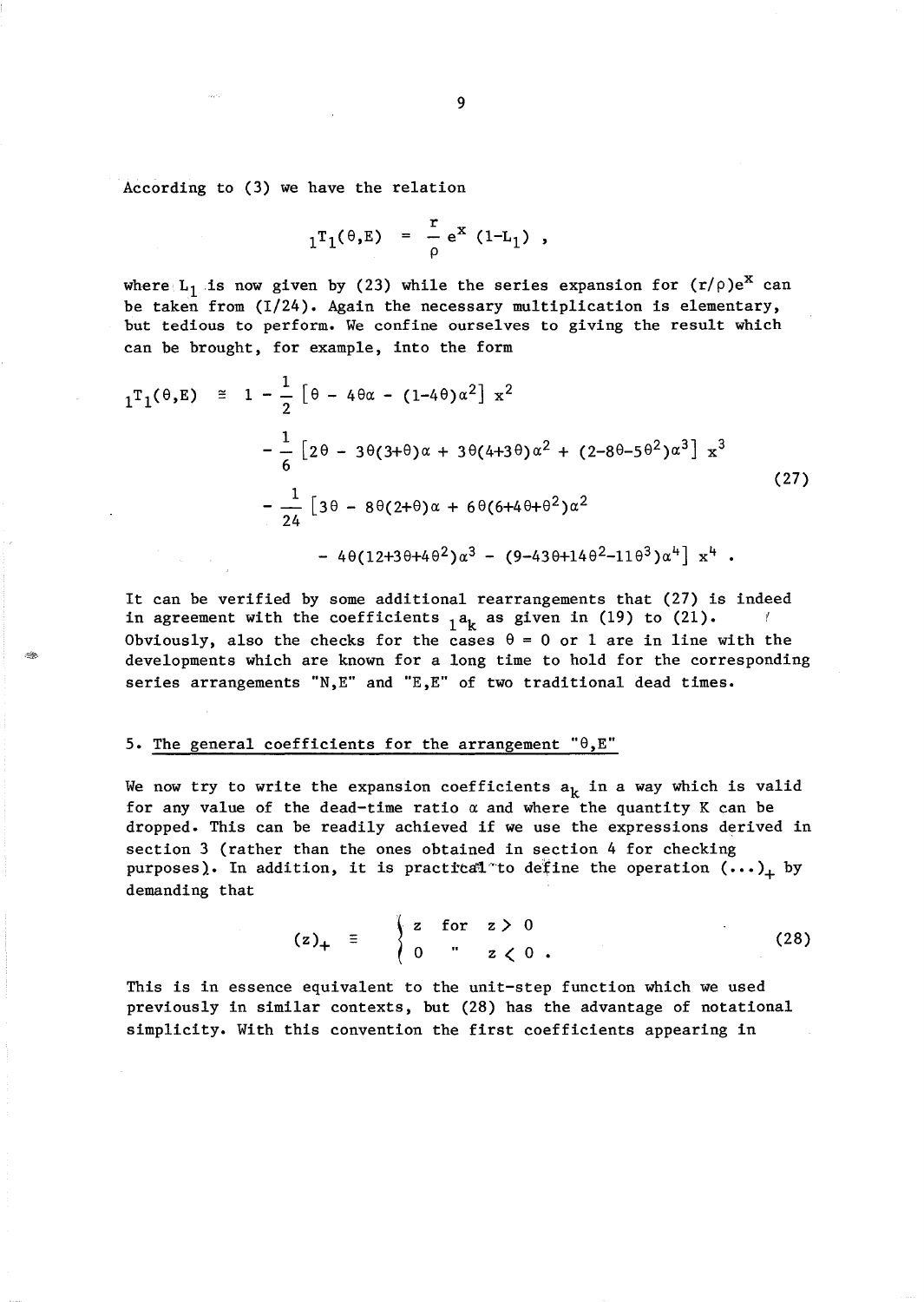According to (3) we have the relation

$$ {}_1T_1(\theta,E) = \frac{r}{\rho} e^x (1-L_1) , $$

where $L_1$ is now given by (23) while the series expansion for $(r/\rho)e^x$ can be taken from (I/24). Again the necessary multiplication is elementary, but tedious to perform. We confine ourselves to giving the result which can be brought, for example, into the form

$$
\begin{aligned}
{}_1T_1(\theta,E) \cong\ & 1 - \frac{1}{2}\left[\theta - 4\theta\alpha - (1-4\theta)\alpha^2\right] x^2 \\
& - \frac{1}{6}\left[2\theta - 3\theta(3+\theta)\alpha + 3\theta(4+3\theta)\alpha^2 + (2-8\theta-5\theta^2)\alpha^3\right] x^3 \\
& - \frac{1}{24}\left[3\theta - 8\theta(2+\theta)\alpha + 6\theta(6+4\theta+\theta^2)\alpha^2 \right. \\
& \qquad \left. - 4\theta(12+3\theta+4\theta^2)\alpha^3 - (9-43\theta+14\theta^2-11\theta^3)\alpha^4\right] x^4 .
\end{aligned}
\tag{27}
$$

It can be verified by some additional rearrangements that (27) is indeed in agreement with the coefficients ${}_1a_k$ as given in (19) to (21). Obviously, also the checks for the cases $\theta = 0$ or 1 are in line with the developments which are known for a long time to hold for the corresponding series arrangements "N,E" and "E,E" of two traditional dead times.

## 5. The general coefficients for the arrangement "$\theta$,E"

We now try to write the expansion coefficients $a_k$ in a way which is valid for any value of the dead-time ratio $\alpha$ and where the quantity K can be dropped. This can be readily achieved if we use the expressions derived in section 3 (rather than the ones obtained in section 4 for checking purposes). In addition, it is practical to define the operation $(\ldots)_+$ by demanding that

$$ (z)_+ \equiv \begin{cases} z & \text{for } z > 0 \\ 0 & \text{" } z < 0 . \end{cases} \tag{28} $$

This is in essence equivalent to the unit-step function which we used previously in similar contexts, but (28) has the advantage of notational simplicity. With this convention the first coefficients appearing in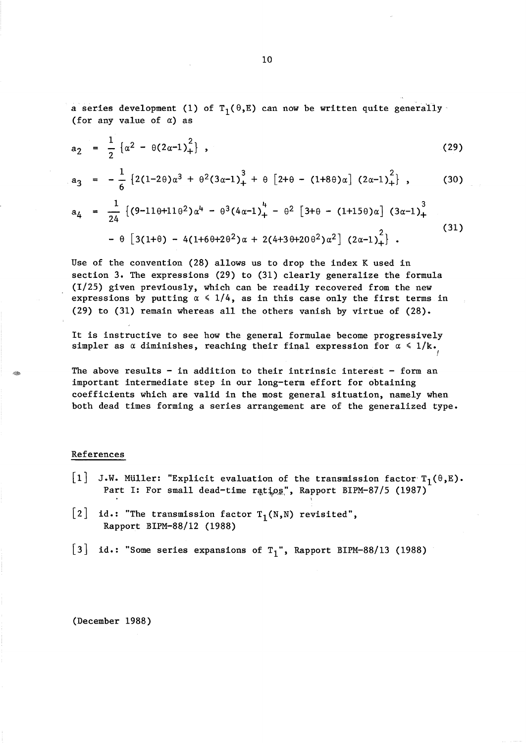a series development (1) of $T_1(\theta,E)$ can now be written quite generally (for any value of $\alpha$) as

$$a_2 = \frac{1}{2}\{\alpha^2 - \theta(2\alpha-1)_+^2\}, \tag{29}$$

$$a_3 = -\frac{1}{6}\{2(1-2\theta)\alpha^3 + \theta^2(3\alpha-1)_+^3 + \theta\,[2+\theta - (1+8\theta)\alpha]\,(2\alpha-1)_+^2\}, \tag{30}$$

$$\begin{aligned} a_4 = \frac{1}{24}\{&(9-11\theta+11\theta^2)\alpha^4 - \theta^3(4\alpha-1)_+^4 - \theta^2\,[3+\theta - (1+15\theta)\alpha]\,(3\alpha-1)_+^3 \\ &- \theta\,[3(1+\theta) - 4(1+6\theta+2\theta^2)\alpha + 2(4+3\theta+20\theta^2)\alpha^2]\,(2\alpha-1)_+^2\}. \end{aligned} \tag{31}$$

Use of the convention (28) allows us to drop the index K used in section 3. The expressions (29) to (31) clearly generalize the formula (I/25) given previously, which can be readily recovered from the new expressions by putting $\alpha \leqslant 1/4$, as in this case only the first terms in (29) to (31) remain whereas all the others vanish by virtue of (28).

It is instructive to see how the general formulae become progressively simpler as $\alpha$ diminishes, reaching their final expression for $\alpha \leqslant 1/k$.

The above results - in addition to their intrinsic interest - form an important intermediate step in our long-term effort for obtaining coefficients which are valid in the most general situation, namely when both dead times forming a series arrangement are of the generalized type.

## References

[1] J.W. Müller: "Explicit evaluation of the transmission factor $T_1(\theta,E)$. Part I: For small dead-time ratios", Rapport BIPM-87/5 (1987)

[2] id.: "The transmission factor $T_1(N,N)$ revisited", Rapport BIPM-88/12 (1988)

[3] id.: "Some series expansions of $T_1$", Rapport BIPM-88/13 (1988)

(December 1988)